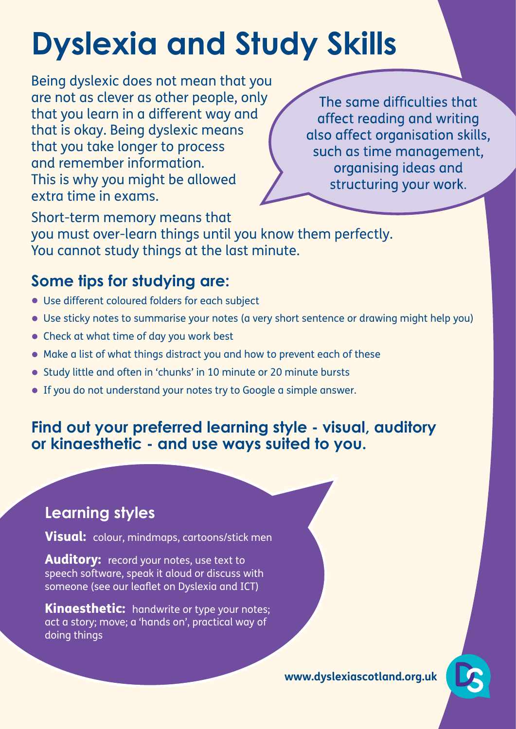# Dyslexia and Study Skills

Being dyslexic does not mean that you are not as clever as other people, only that you learn in a different way and that is okay. Being dyslexic means that you take longer to process and remember information. This is why you might be allowed extra time in exams.

The same difficulties that affect reading and writing also affect organisation skills, such as time management, organising ideas and structuring your work.

Short-term memory means that you must over-learn things until you know them perfectly. You cannot study things at the last minute.

## Some tips for studying are:

- Use different coloured folders for each subject
- Use sticky notes to summarise your notes (a very short sentence or drawing might help you)
- Check at what time of day you work best
- Make a list of what things distract you and how to prevent each of these
- Study little and often in 'chunks' in 10 minute or 20 minute bursts
- If you do not understand your notes try to Google a simple answer.

## Find out your preferred learning style - visual, auditory or kinaesthetic - and use ways suited to you.

## Learning styles

**Visual:** colour, mindmaps, cartoons/stick men

**Auditory:** record your notes, use text to speech software, speak it aloud or discuss with someone (see our leaflet on Dyslexia and ICT)

**Kinaesthetic:** handwrite or type your notes; act a story; move; a 'hands on', practical way of doing things

**www.dyslexiascotland.org.uk**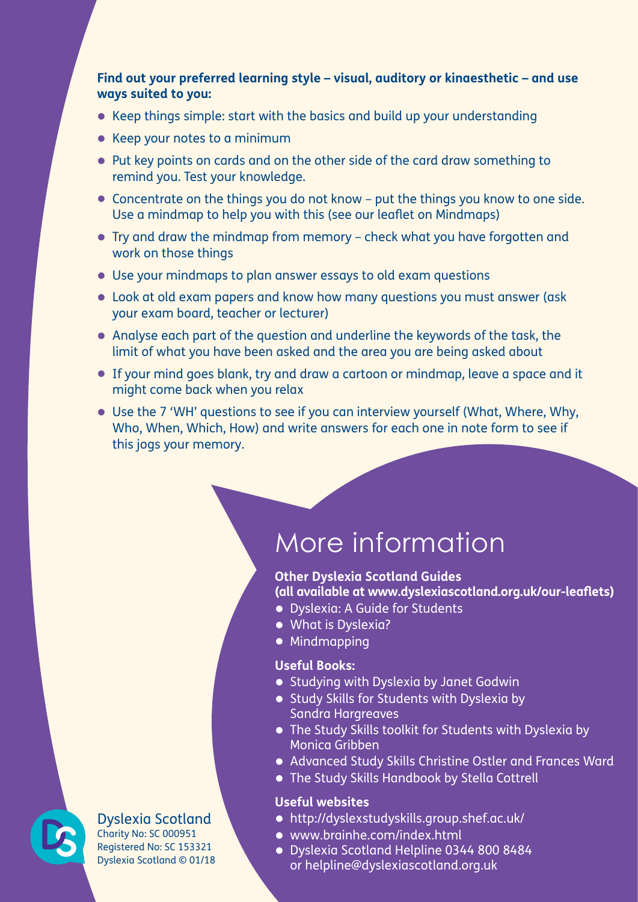**Find out your preferred learning style – visual, auditory or kinaesthetic – and use ways suited to you:**

- Keep things simple: start with the basics and build up your understanding
- Keep your notes to a minimum
- Put key points on cards and on the other side of the card draw something to remind you. Test your knowledge.
- Concentrate on the things you do not know – put the things you know to one side. Use a mindmap to help you with this (see our leaflet on Mindmaps)
- Try and draw the mindmap from memory – check what you have forgotten and work on those things
- Use your mindmaps to plan answer essays to old exam questions
- Look at old exam papers and know how many questions you must answer (ask your exam board, teacher or lecturer)
- Analyse each part of the question and underline the keywords of the task, the limit of what you have been asked and the area you are being asked about
- If your mind goes blank, try and draw a cartoon or mindmap, leave a space and it might come back when you relax
- Use the 7 'WH' questions to see if you can interview yourself (What, Where, Why, Who, When, Which, How) and write answers for each one in note form to see if this jogs your memory.

# More information

**Other Dyslexia Scotland Guides**
**(all available at www.dyslexiascotland.org.uk/our-leaflets)**

- Dyslexia: A Guide for Students
- What is Dyslexia?
- Mindmapping

**Useful Books:**

- Studying with Dyslexia by Janet Godwin
- Study Skills for Students with Dyslexia by Sandra Hargreaves
- The Study Skills toolkit for Students with Dyslexia by Monica Gribben
- Advanced Study Skills Christine Ostler and Frances Ward
- The Study Skills Handbook by Stella Cottrell

**Useful websites**

- http://dyslexstudyskills.group.shef.ac.uk/
- www.brainhe.com/index.html
- Dyslexia Scotland Helpline 0344 800 8484 or helpline@dyslexiascotland.org.uk

Dyslexia Scotland
Charity No: SC 000951
Registered No: SC 153321
Dyslexia Scotland © 01/18